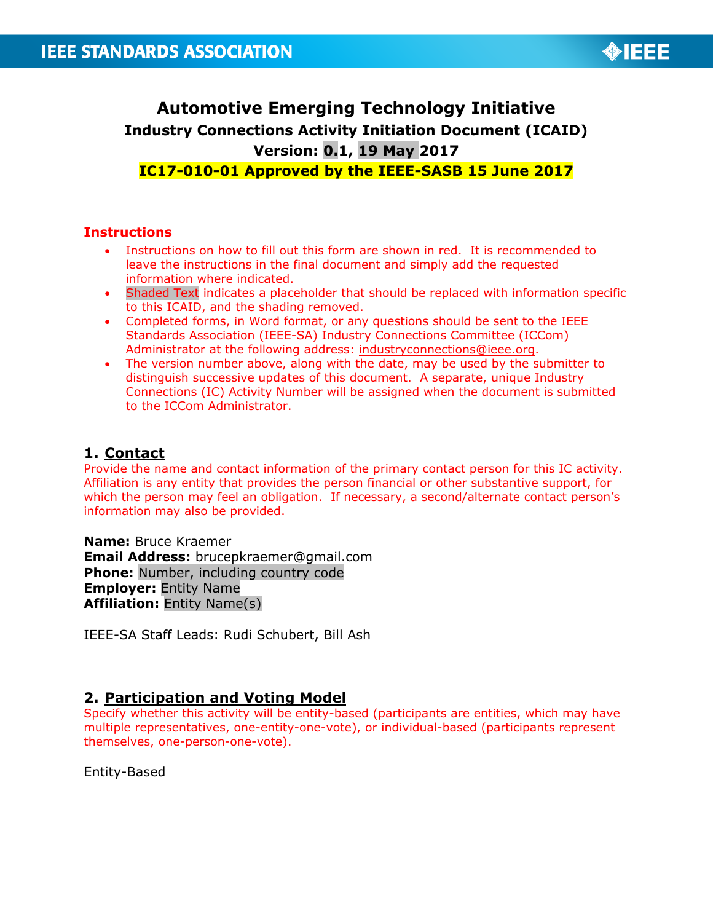# Automotive Emerging Technology Initiative

## Industry Connections Activity Initiation Document (ICAID)

**Version: 0.1, 19 May 2017**

**IC17-010-01 Approved by the IEEE-SASB 15 June 2017**

### Instructions

- Instructions on how to fill out this form are shown in red. It is recommended to leave the instructions in the final document and simply add the requested information where indicated.
- Shaded Text indicates a placeholder that should be replaced with information specific to this ICAID, and the shading removed.
- Completed forms, in Word format, or any questions should be sent to the IEEE Standards Association (IEEE-SA) Industry Connections Committee (ICCom) Administrator at the following address: industryconnections@ieee.org.
- The version number above, along with the date, may be used by the submitter to distinguish successive updates of this document. A separate, unique Industry Connections (IC) Activity Number will be assigned when the document is submitted to the ICCom Administrator.

## 1. Contact

Provide the name and contact information of the primary contact person for this IC activity. Affiliation is any entity that provides the person financial or other substantive support, for which the person may feel an obligation. If necessary, a second/alternate contact person's information may also be provided.

**Name:** Bruce Kraemer
**Email Address:** brucepkraemer@gmail.com
**Phone:** Number, including country code
**Employer:** Entity Name
**Affiliation:** Entity Name(s)

IEEE-SA Staff Leads: Rudi Schubert, Bill Ash

## 2. Participation and Voting Model

Specify whether this activity will be entity-based (participants are entities, which may have multiple representatives, one-entity-one-vote), or individual-based (participants represent themselves, one-person-one-vote).

Entity-Based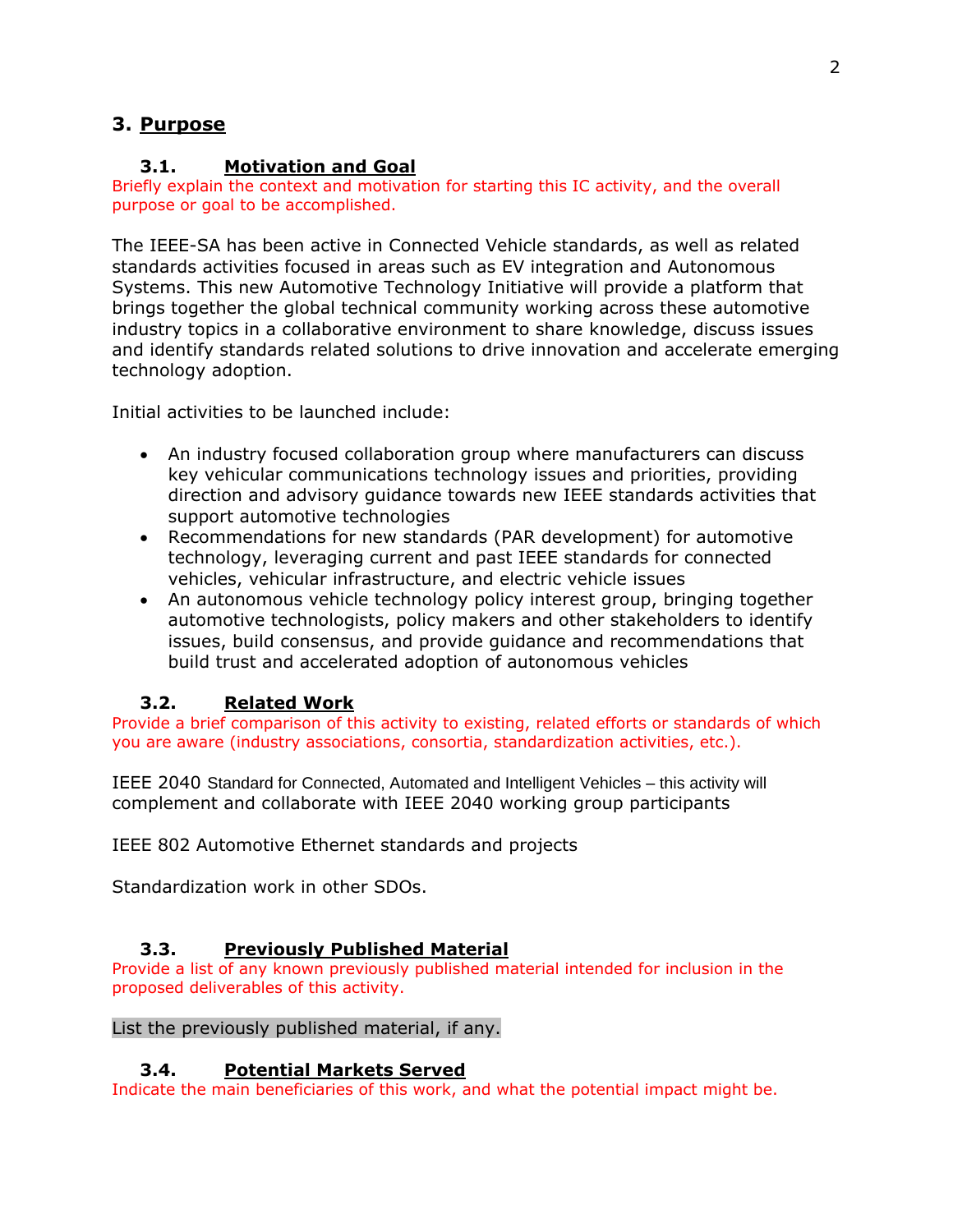## 3. Purpose

### 3.1. Motivation and Goal

Briefly explain the context and motivation for starting this IC activity, and the overall purpose or goal to be accomplished.

The IEEE-SA has been active in Connected Vehicle standards, as well as related standards activities focused in areas such as EV integration and Autonomous Systems. This new Automotive Technology Initiative will provide a platform that brings together the global technical community working across these automotive industry topics in a collaborative environment to share knowledge, discuss issues and identify standards related solutions to drive innovation and accelerate emerging technology adoption.

Initial activities to be launched include:

- An industry focused collaboration group where manufacturers can discuss key vehicular communications technology issues and priorities, providing direction and advisory guidance towards new IEEE standards activities that support automotive technologies
- Recommendations for new standards (PAR development) for automotive technology, leveraging current and past IEEE standards for connected vehicles, vehicular infrastructure, and electric vehicle issues
- An autonomous vehicle technology policy interest group, bringing together automotive technologists, policy makers and other stakeholders to identify issues, build consensus, and provide guidance and recommendations that build trust and accelerated adoption of autonomous vehicles

### 3.2. Related Work

Provide a brief comparison of this activity to existing, related efforts or standards of which you are aware (industry associations, consortia, standardization activities, etc.).

IEEE 2040 Standard for Connected, Automated and Intelligent Vehicles – this activity will complement and collaborate with IEEE 2040 working group participants

IEEE 802 Automotive Ethernet standards and projects

Standardization work in other SDOs.

### 3.3. Previously Published Material

Provide a list of any known previously published material intended for inclusion in the proposed deliverables of this activity.

List the previously published material, if any.

### 3.4. Potential Markets Served

Indicate the main beneficiaries of this work, and what the potential impact might be.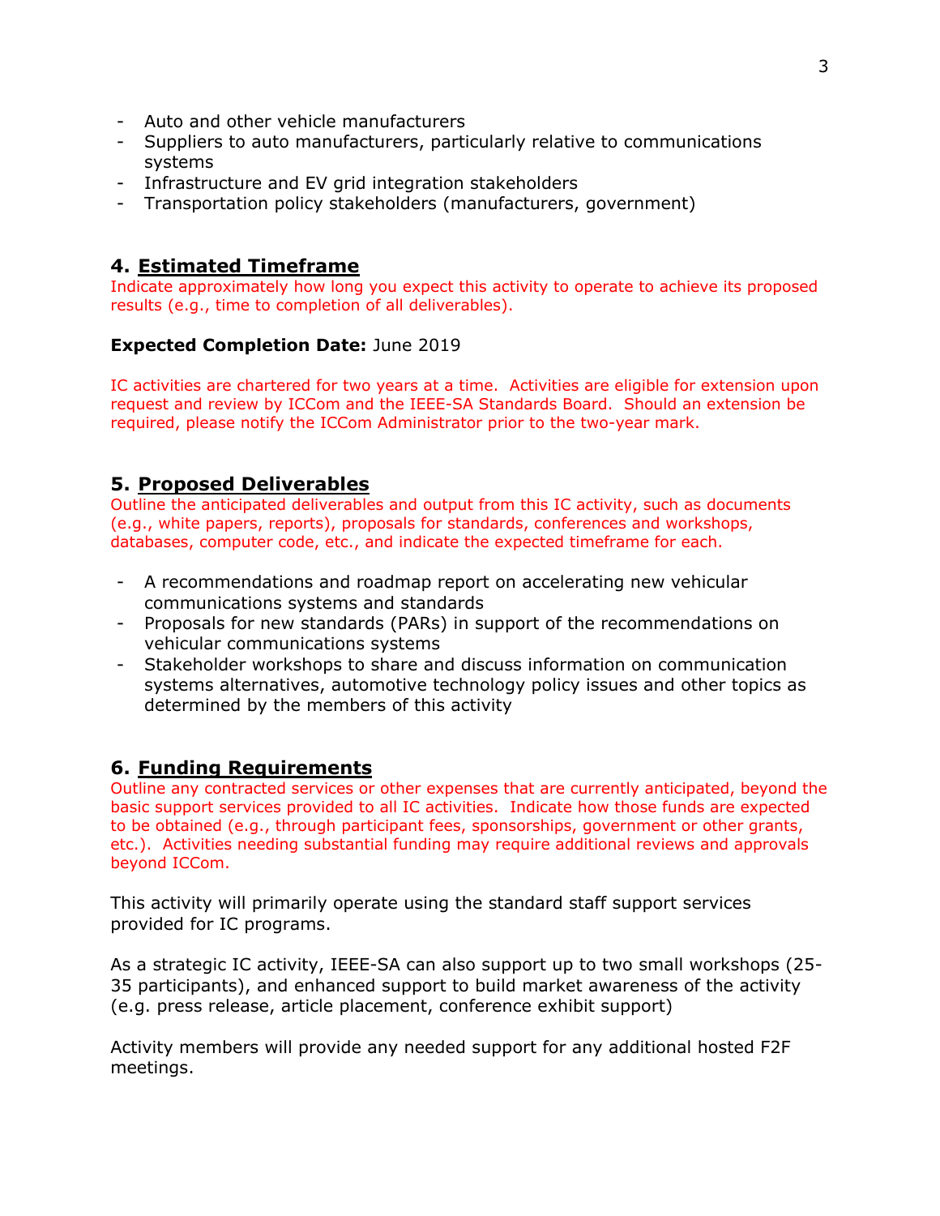- Auto and other vehicle manufacturers
- Suppliers to auto manufacturers, particularly relative to communications systems
- Infrastructure and EV grid integration stakeholders
- Transportation policy stakeholders (manufacturers, government)

## 4. Estimated Timeframe

Indicate approximately how long you expect this activity to operate to achieve its proposed results (e.g., time to completion of all deliverables).

**Expected Completion Date:** June 2019

IC activities are chartered for two years at a time. Activities are eligible for extension upon request and review by ICCom and the IEEE-SA Standards Board. Should an extension be required, please notify the ICCom Administrator prior to the two-year mark.

## 5. Proposed Deliverables

Outline the anticipated deliverables and output from this IC activity, such as documents (e.g., white papers, reports), proposals for standards, conferences and workshops, databases, computer code, etc., and indicate the expected timeframe for each.

- A recommendations and roadmap report on accelerating new vehicular communications systems and standards
- Proposals for new standards (PARs) in support of the recommendations on vehicular communications systems
- Stakeholder workshops to share and discuss information on communication systems alternatives, automotive technology policy issues and other topics as determined by the members of this activity

## 6. Funding Requirements

Outline any contracted services or other expenses that are currently anticipated, beyond the basic support services provided to all IC activities. Indicate how those funds are expected to be obtained (e.g., through participant fees, sponsorships, government or other grants, etc.). Activities needing substantial funding may require additional reviews and approvals beyond ICCom.

This activity will primarily operate using the standard staff support services provided for IC programs.

As a strategic IC activity, IEEE-SA can also support up to two small workshops (25-35 participants), and enhanced support to build market awareness of the activity (e.g. press release, article placement, conference exhibit support)

Activity members will provide any needed support for any additional hosted F2F meetings.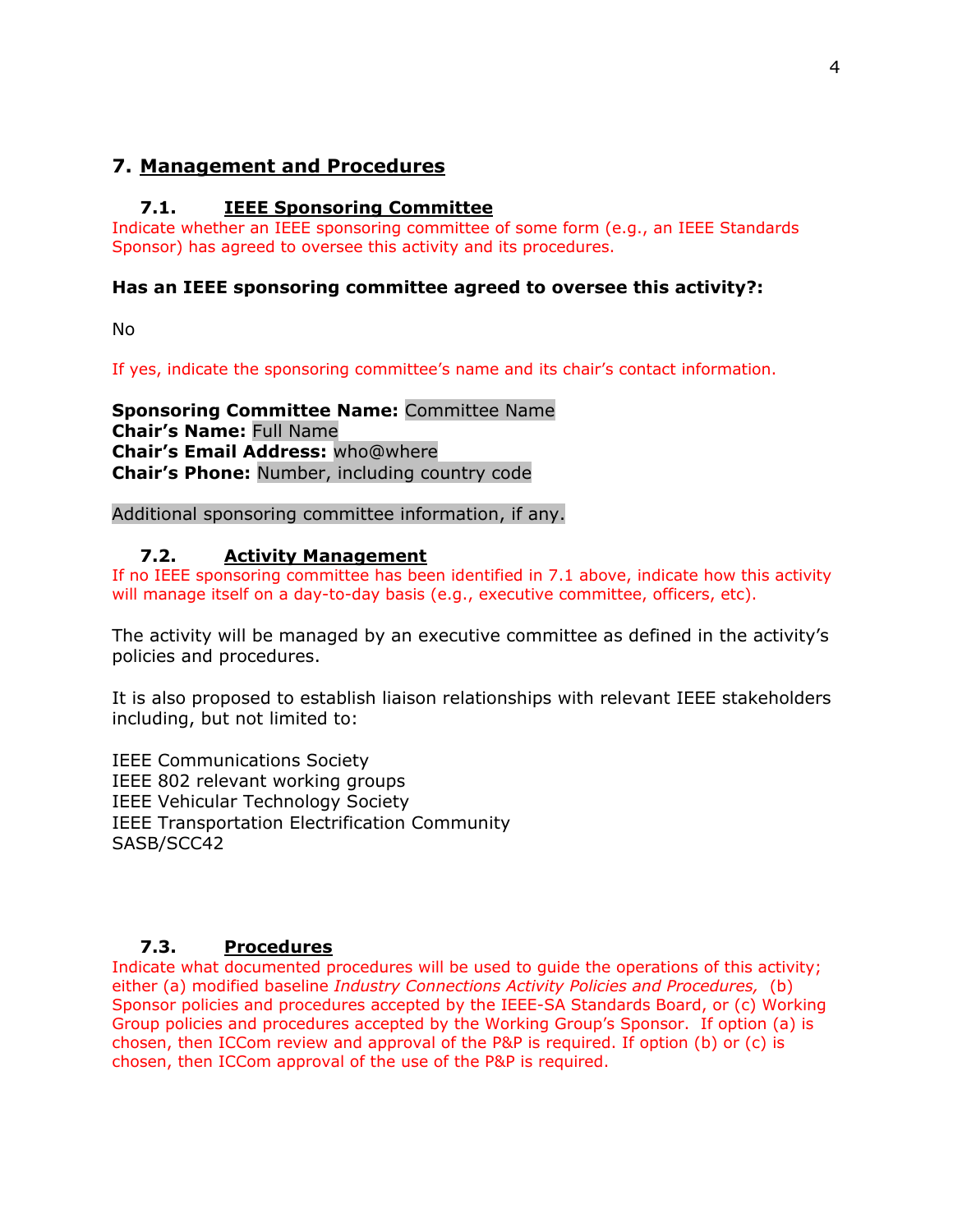## 7. Management and Procedures

### 7.1. IEEE Sponsoring Committee

Indicate whether an IEEE sponsoring committee of some form (e.g., an IEEE Standards Sponsor) has agreed to oversee this activity and its procedures.

**Has an IEEE sponsoring committee agreed to oversee this activity?:**

No

If yes, indicate the sponsoring committee's name and its chair's contact information.

**Sponsoring Committee Name:** Committee Name
**Chair's Name:** Full Name
**Chair's Email Address:** who@where
**Chair's Phone:** Number, including country code

Additional sponsoring committee information, if any.

### 7.2. Activity Management

If no IEEE sponsoring committee has been identified in 7.1 above, indicate how this activity will manage itself on a day-to-day basis (e.g., executive committee, officers, etc).

The activity will be managed by an executive committee as defined in the activity's policies and procedures.

It is also proposed to establish liaison relationships with relevant IEEE stakeholders including, but not limited to:

IEEE Communications Society
IEEE 802 relevant working groups
IEEE Vehicular Technology Society
IEEE Transportation Electrification Community
SASB/SCC42

### 7.3. Procedures

Indicate what documented procedures will be used to guide the operations of this activity; either (a) modified baseline *Industry Connections Activity Policies and Procedures,* (b) Sponsor policies and procedures accepted by the IEEE-SA Standards Board, or (c) Working Group policies and procedures accepted by the Working Group's Sponsor. If option (a) is chosen, then ICCom review and approval of the P&P is required. If option (b) or (c) is chosen, then ICCom approval of the use of the P&P is required.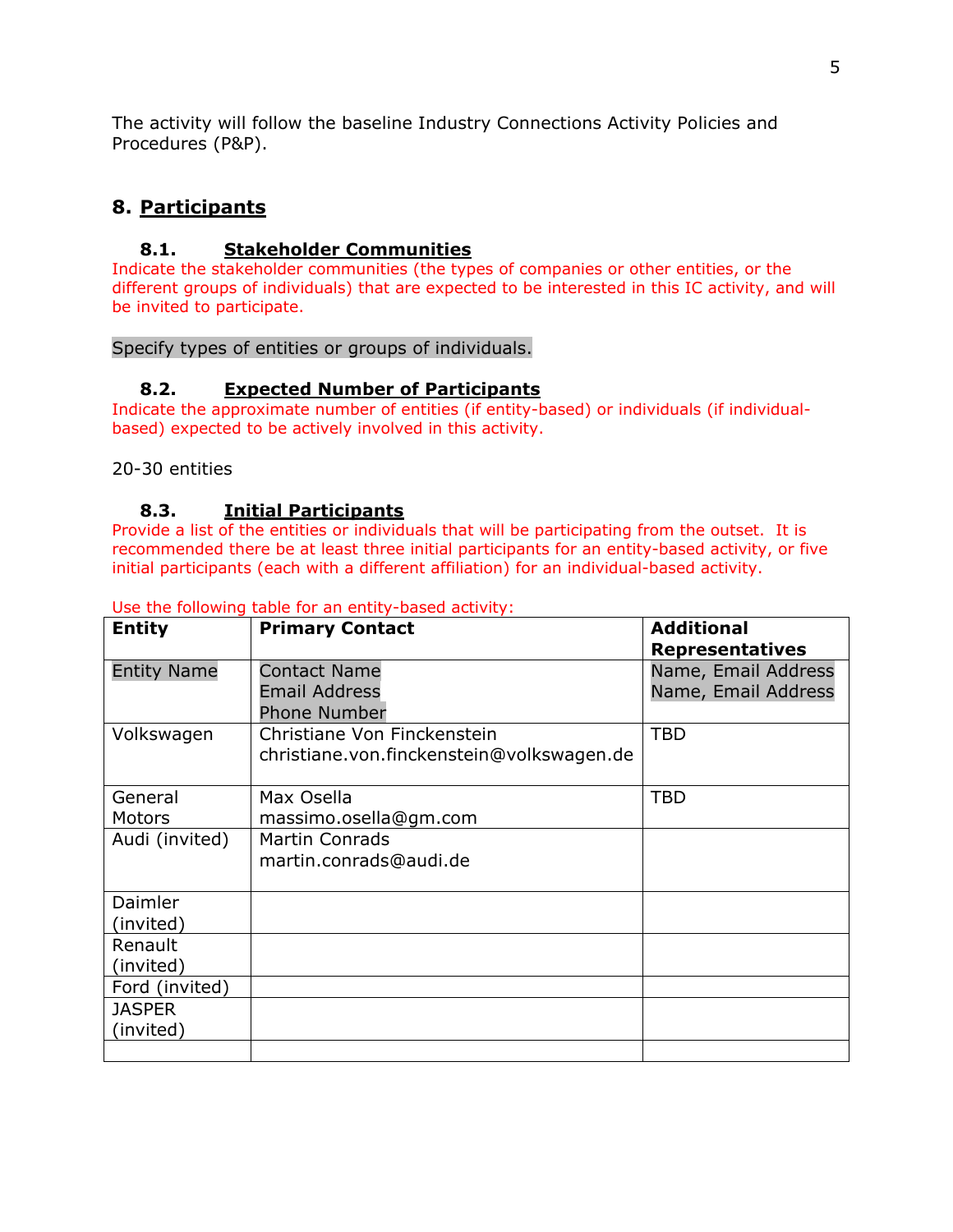The activity will follow the baseline Industry Connections Activity Policies and Procedures (P&P).

## 8. Participants

### 8.1. Stakeholder Communities

Indicate the stakeholder communities (the types of companies or other entities, or the different groups of individuals) that are expected to be interested in this IC activity, and will be invited to participate.

Specify types of entities or groups of individuals.

### 8.2. Expected Number of Participants

Indicate the approximate number of entities (if entity-based) or individuals (if individual-based) expected to be actively involved in this activity.

20-30 entities

### 8.3. Initial Participants

Provide a list of the entities or individuals that will be participating from the outset. It is recommended there be at least three initial participants for an entity-based activity, or five initial participants (each with a different affiliation) for an individual-based activity.

Use the following table for an entity-based activity:

| Entity | Primary Contact | Additional Representatives |
|---|---|---|
| Entity Name | Contact Name<br>Email Address<br>Phone Number | Name, Email Address<br>Name, Email Address |
| Volkswagen | Christiane Von Finckenstein<br>christiane.von.finckenstein@volkswagen.de | TBD |
| General Motors | Max Osella<br>massimo.osella@gm.com | TBD |
| Audi (invited) | Martin Conrads<br>martin.conrads@audi.de | |
| Daimler (invited) | | |
| Renault (invited) | | |
| Ford (invited) | | |
| JASPER (invited) | | |
| | | |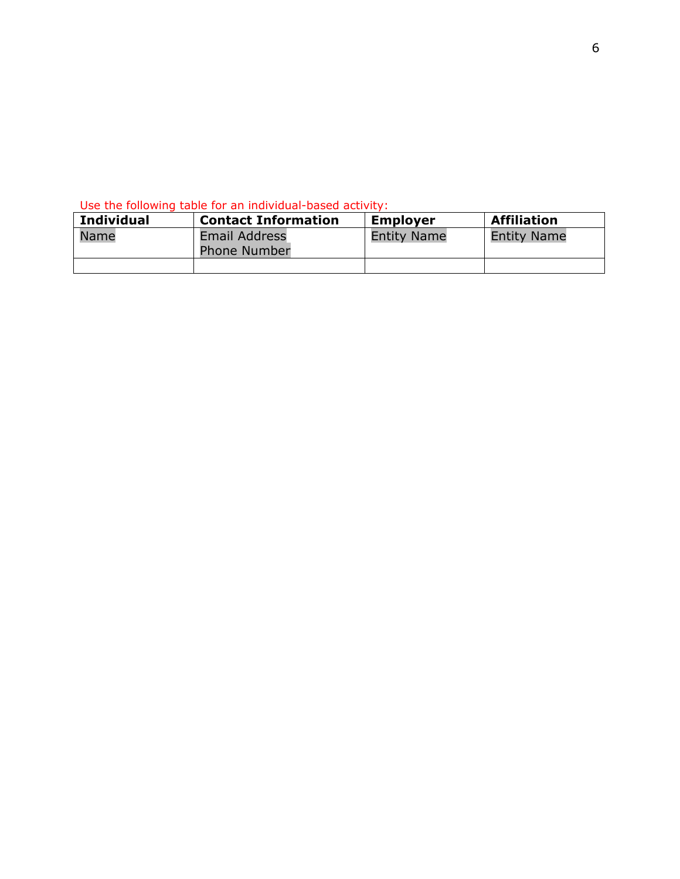Use the following table for an individual-based activity:

| Individual | Contact Information | Employer | Affiliation |
|---|---|---|---|
| Name | Email Address<br>Phone Number | Entity Name | Entity Name |
| | | | |